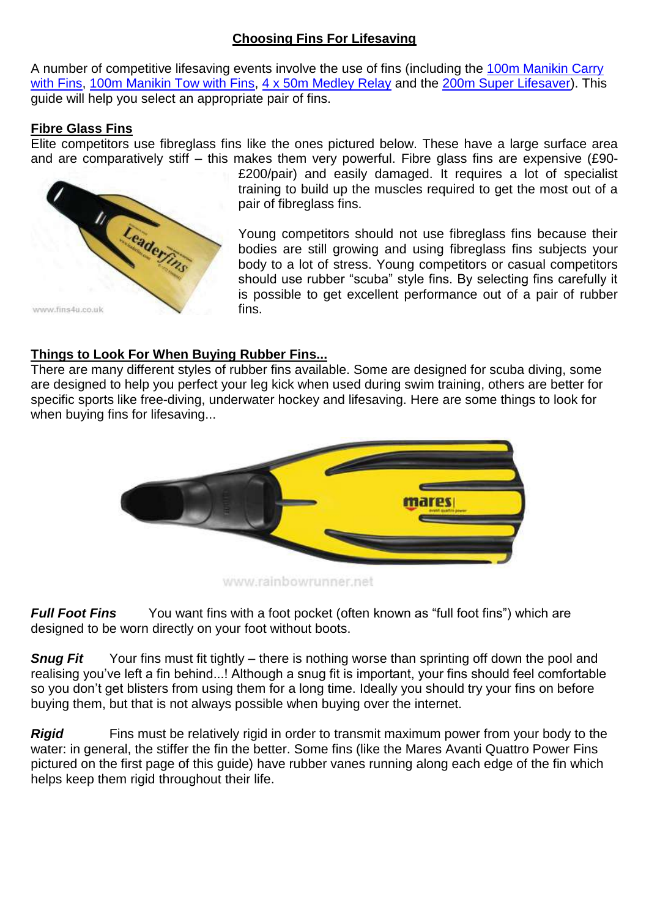## Choosing Fins For Lifesaving

A number of competitive lifesaving events involve the use of fins (including the 100m Manikin Carry with Fins, 100m Manikin Tow with Fins, 4 x 50m Medley Relay and the 200m Super Lifesaver). This guide will help you select an appropriate pair of fins.

### Fibre Glass Fins

Elite competitors use fibreglass fins like the ones pictured below. These have a large surface area and are comparatively stiff – this makes them very powerful. Fibre glass fins are expensive (£90-£200/pair) and easily damaged. It requires a lot of specialist training to build up the muscles required to get the most out of a pair of fibreglass fins.

Young competitors should not use fibreglass fins because their bodies are still growing and using fibreglass fins subjects your body to a lot of stress. Young competitors or casual competitors should use rubber "scuba" style fins. By selecting fins carefully it is possible to get excellent performance out of a pair of rubber fins.

### Things to Look For When Buying Rubber Fins...

There are many different styles of rubber fins available. Some are designed for scuba diving, some are designed to help you perfect your leg kick when used during swim training, others are better for specific sports like free-diving, underwater hockey and lifesaving. Here are some things to look for when buying fins for lifesaving...

***Full Foot Fins*** You want fins with a foot pocket (often known as "full foot fins") which are designed to be worn directly on your foot without boots.

***Snug Fit*** Your fins must fit tightly – there is nothing worse than sprinting off down the pool and realising you've left a fin behind...! Although a snug fit is important, your fins should feel comfortable so you don't get blisters from using them for a long time. Ideally you should try your fins on before buying them, but that is not always possible when buying over the internet.

***Rigid*** Fins must be relatively rigid in order to transmit maximum power from your body to the water: in general, the stiffer the fin the better. Some fins (like the Mares Avanti Quattro Power Fins pictured on the first page of this guide) have rubber vanes running along each edge of the fin which helps keep them rigid throughout their life.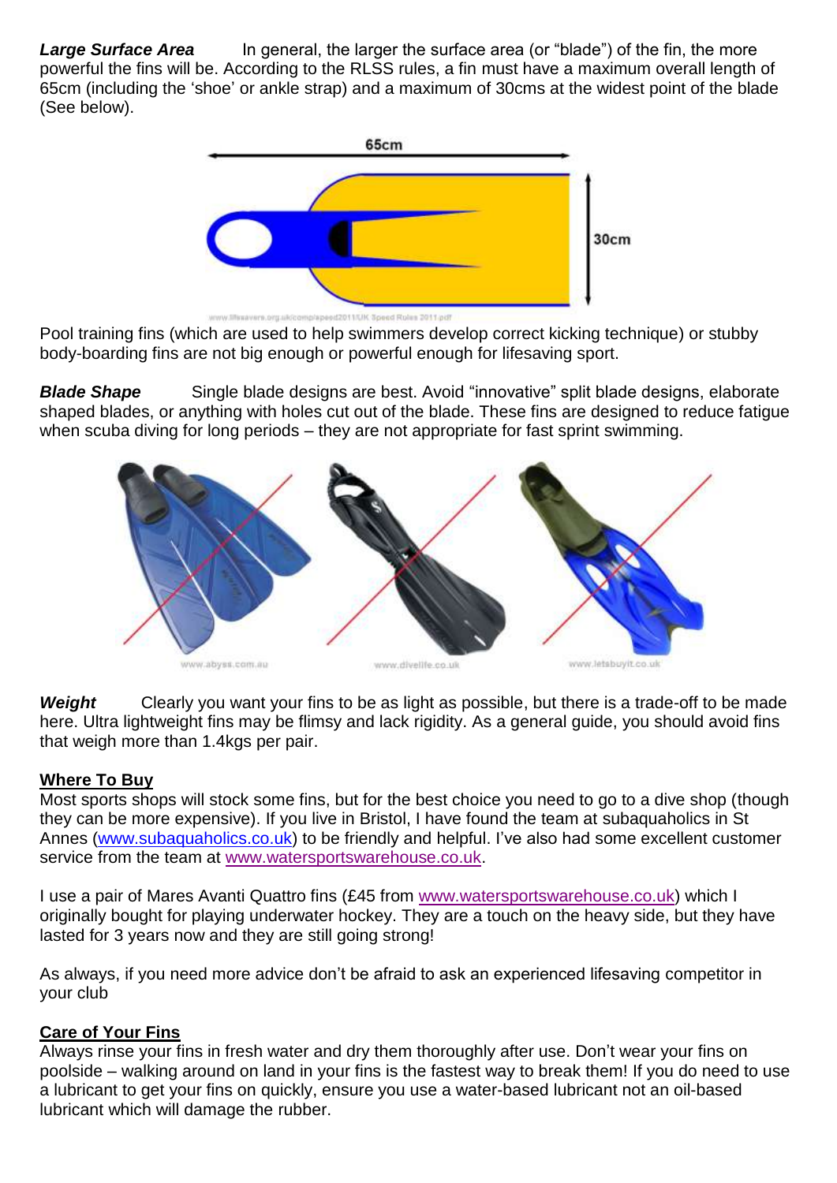***Large Surface Area*** In general, the larger the surface area (or "blade") of the fin, the more powerful the fins will be. According to the RLSS rules, a fin must have a maximum overall length of 65cm (including the 'shoe' or ankle strap) and a maximum of 30cms at the widest point of the blade (See below).

65cm

30cm

www.lifesavers.org.uk/comp/speed2011/UK Speed Rules 2011.pdf

Pool training fins (which are used to help swimmers develop correct kicking technique) or stubby body-boarding fins are not big enough or powerful enough for lifesaving sport.

***Blade Shape*** Single blade designs are best. Avoid "innovative" split blade designs, elaborate shaped blades, or anything with holes cut out of the blade. These fins are designed to reduce fatigue when scuba diving for long periods – they are not appropriate for fast sprint swimming.

www.abyss.com.au

www.divelife.co.uk

www.letsbuyit.co.uk

***Weight*** Clearly you want your fins to be as light as possible, but there is a trade-off to be made here. Ultra lightweight fins may be flimsy and lack rigidity. As a general guide, you should avoid fins that weigh more than 1.4kgs per pair.

## Where To Buy

Most sports shops will stock some fins, but for the best choice you need to go to a dive shop (though they can be more expensive). If you live in Bristol, I have found the team at subaquaholics in St Annes (www.subaquaholics.co.uk) to be friendly and helpful. I've also had some excellent customer service from the team at www.watersportswarehouse.co.uk.

I use a pair of Mares Avanti Quattro fins (£45 from www.watersportswarehouse.co.uk) which I originally bought for playing underwater hockey. They are a touch on the heavy side, but they have lasted for 3 years now and they are still going strong!

As always, if you need more advice don't be afraid to ask an experienced lifesaving competitor in your club

## Care of Your Fins

Always rinse your fins in fresh water and dry them thoroughly after use. Don't wear your fins on poolside – walking around on land in your fins is the fastest way to break them! If you do need to use a lubricant to get your fins on quickly, ensure you use a water-based lubricant not an oil-based lubricant which will damage the rubber.